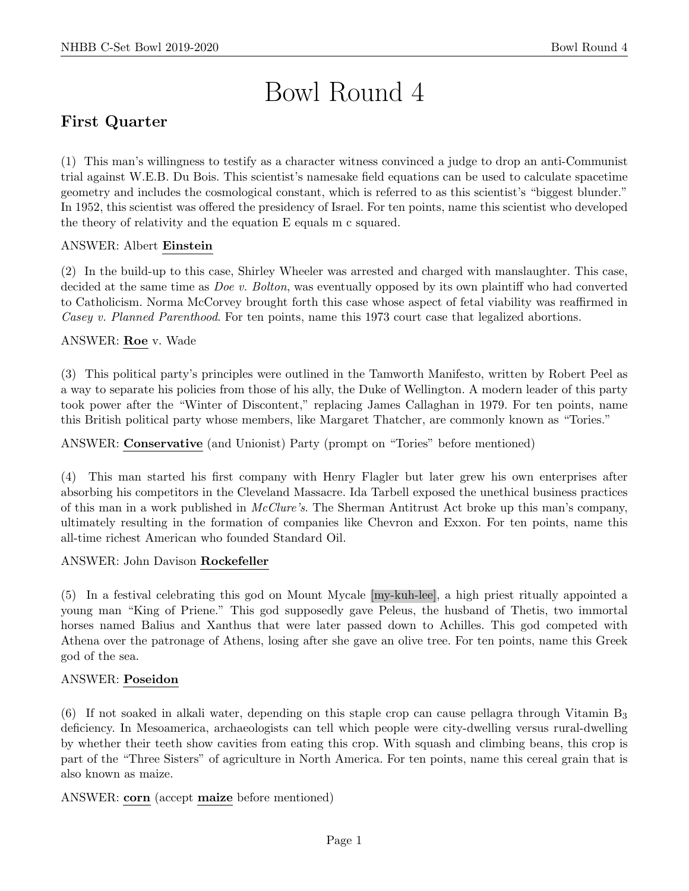# Bowl Round 4

## First Quarter

(1) This man's willingness to testify as a character witness convinced a judge to drop an anti-Communist trial against W.E.B. Du Bois. This scientist's namesake field equations can be used to calculate spacetime geometry and includes the cosmological constant, which is referred to as this scientist's "biggest blunder." In 1952, this scientist was offered the presidency of Israel. For ten points, name this scientist who developed the theory of relativity and the equation E equals m c squared.

ANSWER: Albert **Einstein**

(2) In the build-up to this case, Shirley Wheeler was arrested and charged with manslaughter. This case, decided at the same time as *Doe v. Bolton*, was eventually opposed by its own plaintiff who had converted to Catholicism. Norma McCorvey brought forth this case whose aspect of fetal viability was reaffirmed in *Casey v. Planned Parenthood*. For ten points, name this 1973 court case that legalized abortions.

ANSWER: **Roe** v. Wade

(3) This political party's principles were outlined in the Tamworth Manifesto, written by Robert Peel as a way to separate his policies from those of his ally, the Duke of Wellington. A modern leader of this party took power after the "Winter of Discontent," replacing James Callaghan in 1979. For ten points, name this British political party whose members, like Margaret Thatcher, are commonly known as "Tories."

ANSWER: **Conservative** (and Unionist) Party (prompt on "Tories" before mentioned)

(4) This man started his first company with Henry Flagler but later grew his own enterprises after absorbing his competitors in the Cleveland Massacre. Ida Tarbell exposed the unethical business practices of this man in a work published in *McClure's*. The Sherman Antitrust Act broke up this man's company, ultimately resulting in the formation of companies like Chevron and Exxon. For ten points, name this all-time richest American who founded Standard Oil.

ANSWER: John Davison **Rockefeller**

(5) In a festival celebrating this god on Mount Mycale [my-kuh-lee], a high priest ritually appointed a young man "King of Priene." This god supposedly gave Peleus, the husband of Thetis, two immortal horses named Balius and Xanthus that were later passed down to Achilles. This god competed with Athena over the patronage of Athens, losing after she gave an olive tree. For ten points, name this Greek god of the sea.

ANSWER: **Poseidon**

(6) If not soaked in alkali water, depending on this staple crop can cause pellagra through Vitamin $B_3$ deficiency. In Mesoamerica, archaeologists can tell which people were city-dwelling versus rural-dwelling by whether their teeth show cavities from eating this crop. With squash and climbing beans, this crop is part of the "Three Sisters" of agriculture in North America. For ten points, name this cereal grain that is also known as maize.

ANSWER: **corn** (accept **maize** before mentioned)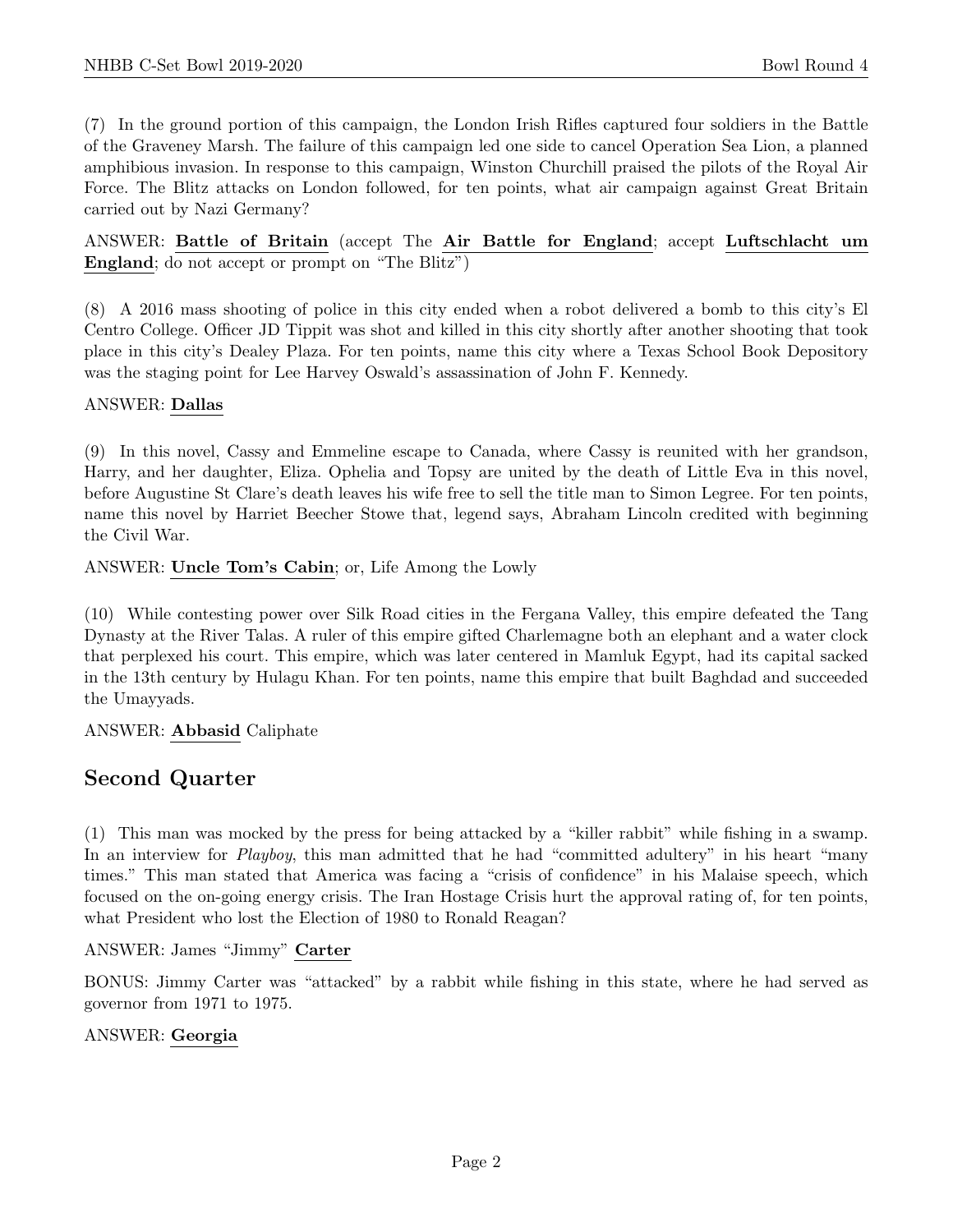(7) In the ground portion of this campaign, the London Irish Rifles captured four soldiers in the Battle of the Graveney Marsh. The failure of this campaign led one side to cancel Operation Sea Lion, a planned amphibious invasion. In response to this campaign, Winston Churchill praised the pilots of the Royal Air Force. The Blitz attacks on London followed, for ten points, what air campaign against Great Britain carried out by Nazi Germany?

ANSWER: **Battle of Britain** (accept The **Air Battle for England**; accept **Luftschlacht um England**; do not accept or prompt on "The Blitz")

(8) A 2016 mass shooting of police in this city ended when a robot delivered a bomb to this city's El Centro College. Officer JD Tippit was shot and killed in this city shortly after another shooting that took place in this city's Dealey Plaza. For ten points, name this city where a Texas School Book Depository was the staging point for Lee Harvey Oswald's assassination of John F. Kennedy.

ANSWER: **Dallas**

(9) In this novel, Cassy and Emmeline escape to Canada, where Cassy is reunited with her grandson, Harry, and her daughter, Eliza. Ophelia and Topsy are united by the death of Little Eva in this novel, before Augustine St Clare's death leaves his wife free to sell the title man to Simon Legree. For ten points, name this novel by Harriet Beecher Stowe that, legend says, Abraham Lincoln credited with beginning the Civil War.

ANSWER: **Uncle Tom's Cabin**; or, Life Among the Lowly

(10) While contesting power over Silk Road cities in the Fergana Valley, this empire defeated the Tang Dynasty at the River Talas. A ruler of this empire gifted Charlemagne both an elephant and a water clock that perplexed his court. This empire, which was later centered in Mamluk Egypt, had its capital sacked in the 13th century by Hulagu Khan. For ten points, name this empire that built Baghdad and succeeded the Umayyads.

ANSWER: **Abbasid** Caliphate

## Second Quarter

(1) This man was mocked by the press for being attacked by a "killer rabbit" while fishing in a swamp. In an interview for *Playboy*, this man admitted that he had "committed adultery" in his heart "many times." This man stated that America was facing a "crisis of confidence" in his Malaise speech, which focused on the on-going energy crisis. The Iran Hostage Crisis hurt the approval rating of, for ten points, what President who lost the Election of 1980 to Ronald Reagan?

ANSWER: James "Jimmy" **Carter**

BONUS: Jimmy Carter was "attacked" by a rabbit while fishing in this state, where he had served as governor from 1971 to 1975.

ANSWER: **Georgia**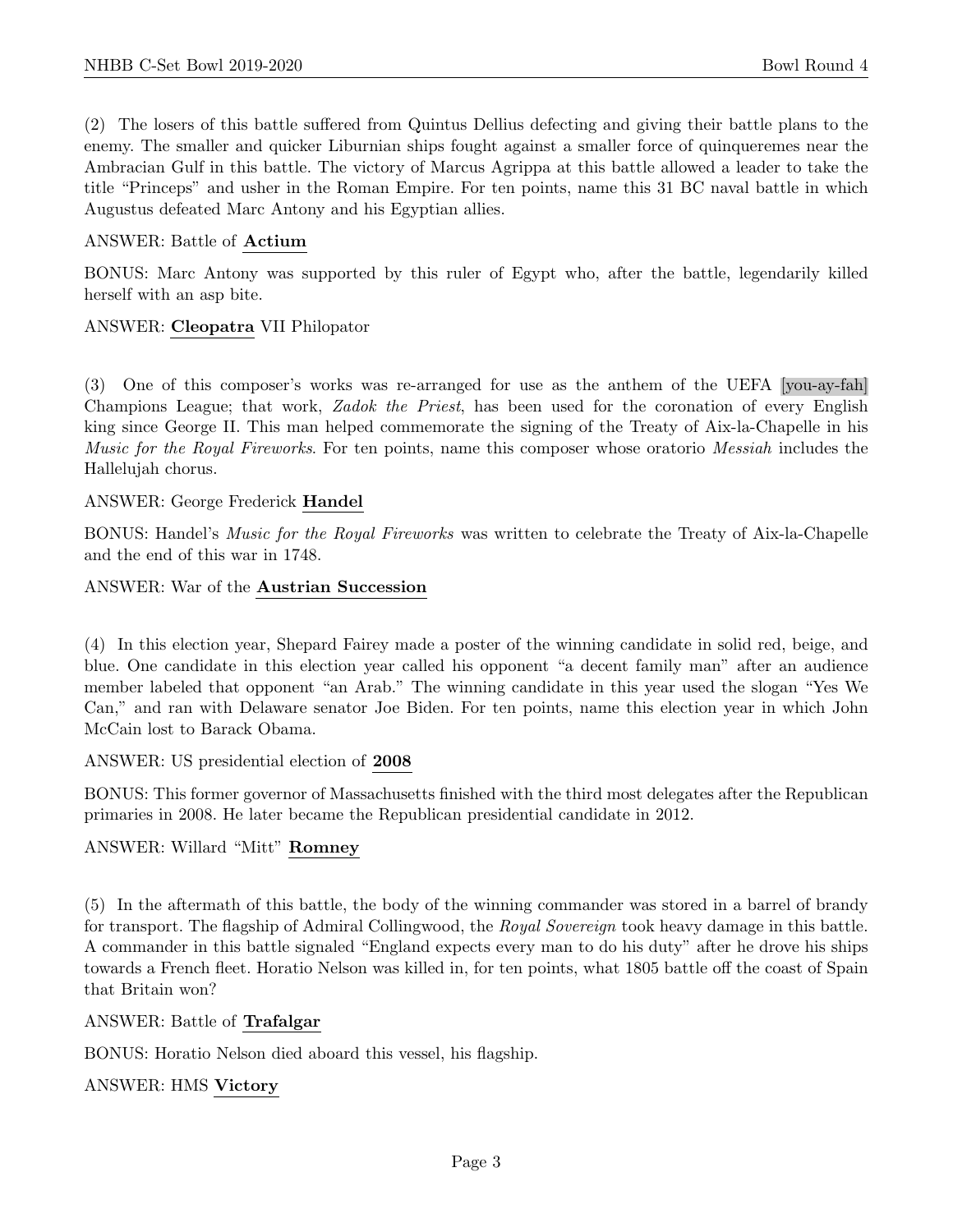(2) The losers of this battle suffered from Quintus Dellius defecting and giving their battle plans to the enemy. The smaller and quicker Liburnian ships fought against a smaller force of quinqueremes near the Ambracian Gulf in this battle. The victory of Marcus Agrippa at this battle allowed a leader to take the title "Princeps" and usher in the Roman Empire. For ten points, name this 31 BC naval battle in which Augustus defeated Marc Antony and his Egyptian allies.

ANSWER: Battle of **Actium**

BONUS: Marc Antony was supported by this ruler of Egypt who, after the battle, legendarily killed herself with an asp bite.

ANSWER: **Cleopatra** VII Philopator

(3) One of this composer's works was re-arranged for use as the anthem of the UEFA [you-ay-fah] Champions League; that work, *Zadok the Priest*, has been used for the coronation of every English king since George II. This man helped commemorate the signing of the Treaty of Aix-la-Chapelle in his *Music for the Royal Fireworks*. For ten points, name this composer whose oratorio *Messiah* includes the Hallelujah chorus.

ANSWER: George Frederick **Handel**

BONUS: Handel's *Music for the Royal Fireworks* was written to celebrate the Treaty of Aix-la-Chapelle and the end of this war in 1748.

ANSWER: War of the **Austrian Succession**

(4) In this election year, Shepard Fairey made a poster of the winning candidate in solid red, beige, and blue. One candidate in this election year called his opponent "a decent family man" after an audience member labeled that opponent "an Arab." The winning candidate in this year used the slogan "Yes We Can," and ran with Delaware senator Joe Biden. For ten points, name this election year in which John McCain lost to Barack Obama.

ANSWER: US presidential election of **2008**

BONUS: This former governor of Massachusetts finished with the third most delegates after the Republican primaries in 2008. He later became the Republican presidential candidate in 2012.

ANSWER: Willard "Mitt" **Romney**

(5) In the aftermath of this battle, the body of the winning commander was stored in a barrel of brandy for transport. The flagship of Admiral Collingwood, the *Royal Sovereign* took heavy damage in this battle. A commander in this battle signaled "England expects every man to do his duty" after he drove his ships towards a French fleet. Horatio Nelson was killed in, for ten points, what 1805 battle off the coast of Spain that Britain won?

ANSWER: Battle of **Trafalgar**

BONUS: Horatio Nelson died aboard this vessel, his flagship.

ANSWER: HMS **Victory**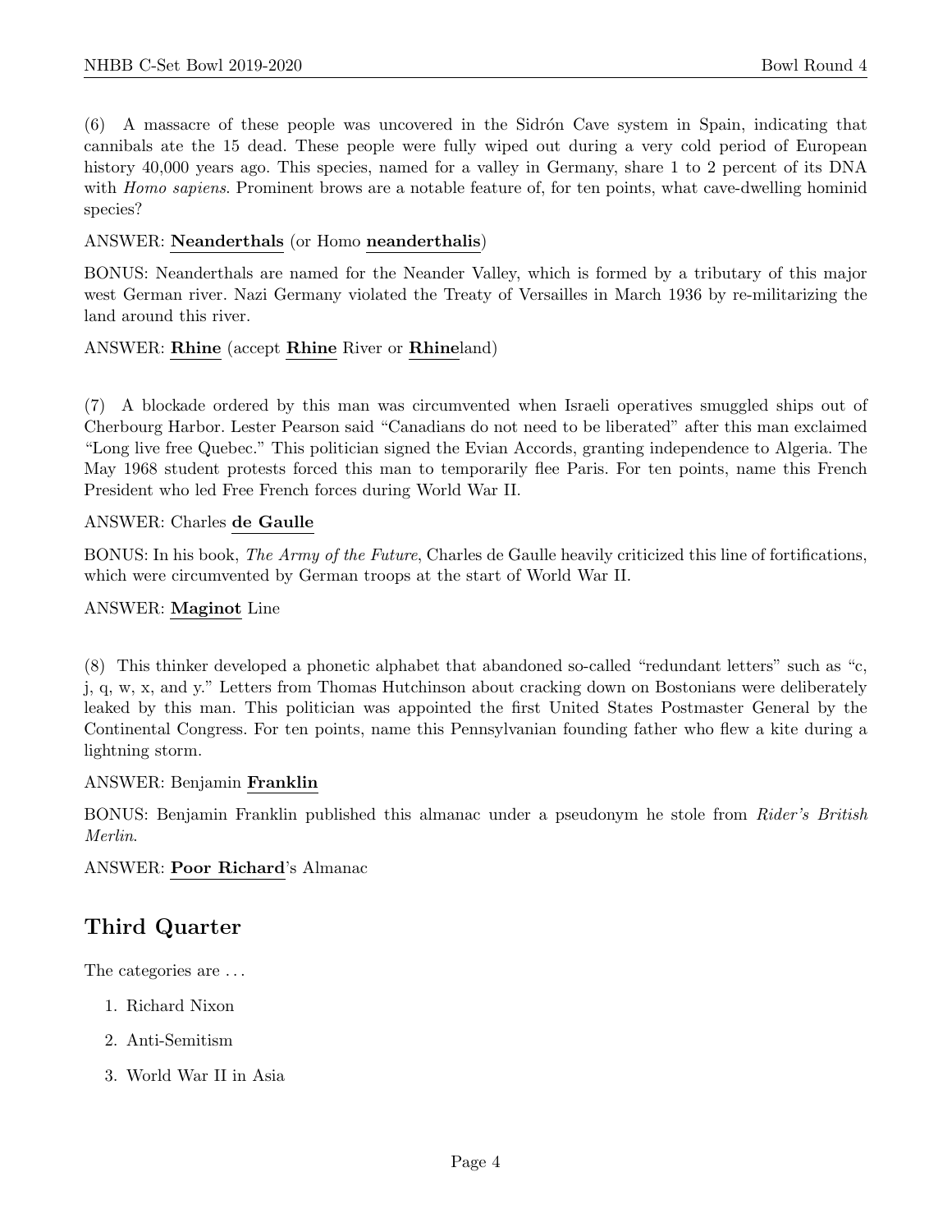(6) A massacre of these people was uncovered in the Sidrón Cave system in Spain, indicating that cannibals ate the 15 dead. These people were fully wiped out during a very cold period of European history 40,000 years ago. This species, named for a valley in Germany, share 1 to 2 percent of its DNA with *Homo sapiens*. Prominent brows are a notable feature of, for ten points, what cave-dwelling hominid species?

ANSWER: **Neanderthals** (or Homo **neanderthalis**)

BONUS: Neanderthals are named for the Neander Valley, which is formed by a tributary of this major west German river. Nazi Germany violated the Treaty of Versailles in March 1936 by re-militarizing the land around this river.

ANSWER: **Rhine** (accept **Rhine** River or **Rhine**land)

(7) A blockade ordered by this man was circumvented when Israeli operatives smuggled ships out of Cherbourg Harbor. Lester Pearson said "Canadians do not need to be liberated" after this man exclaimed "Long live free Quebec." This politician signed the Evian Accords, granting independence to Algeria. The May 1968 student protests forced this man to temporarily flee Paris. For ten points, name this French President who led Free French forces during World War II.

ANSWER: Charles **de Gaulle**

BONUS: In his book, *The Army of the Future*, Charles de Gaulle heavily criticized this line of fortifications, which were circumvented by German troops at the start of World War II.

ANSWER: **Maginot** Line

(8) This thinker developed a phonetic alphabet that abandoned so-called "redundant letters" such as "c, j, q, w, x, and y." Letters from Thomas Hutchinson about cracking down on Bostonians were deliberately leaked by this man. This politician was appointed the first United States Postmaster General by the Continental Congress. For ten points, name this Pennsylvanian founding father who flew a kite during a lightning storm.

ANSWER: Benjamin **Franklin**

BONUS: Benjamin Franklin published this almanac under a pseudonym he stole from *Rider's British Merlin*.

ANSWER: **Poor Richard**'s Almanac

## Third Quarter

The categories are ...

1. Richard Nixon
2. Anti-Semitism
3. World War II in Asia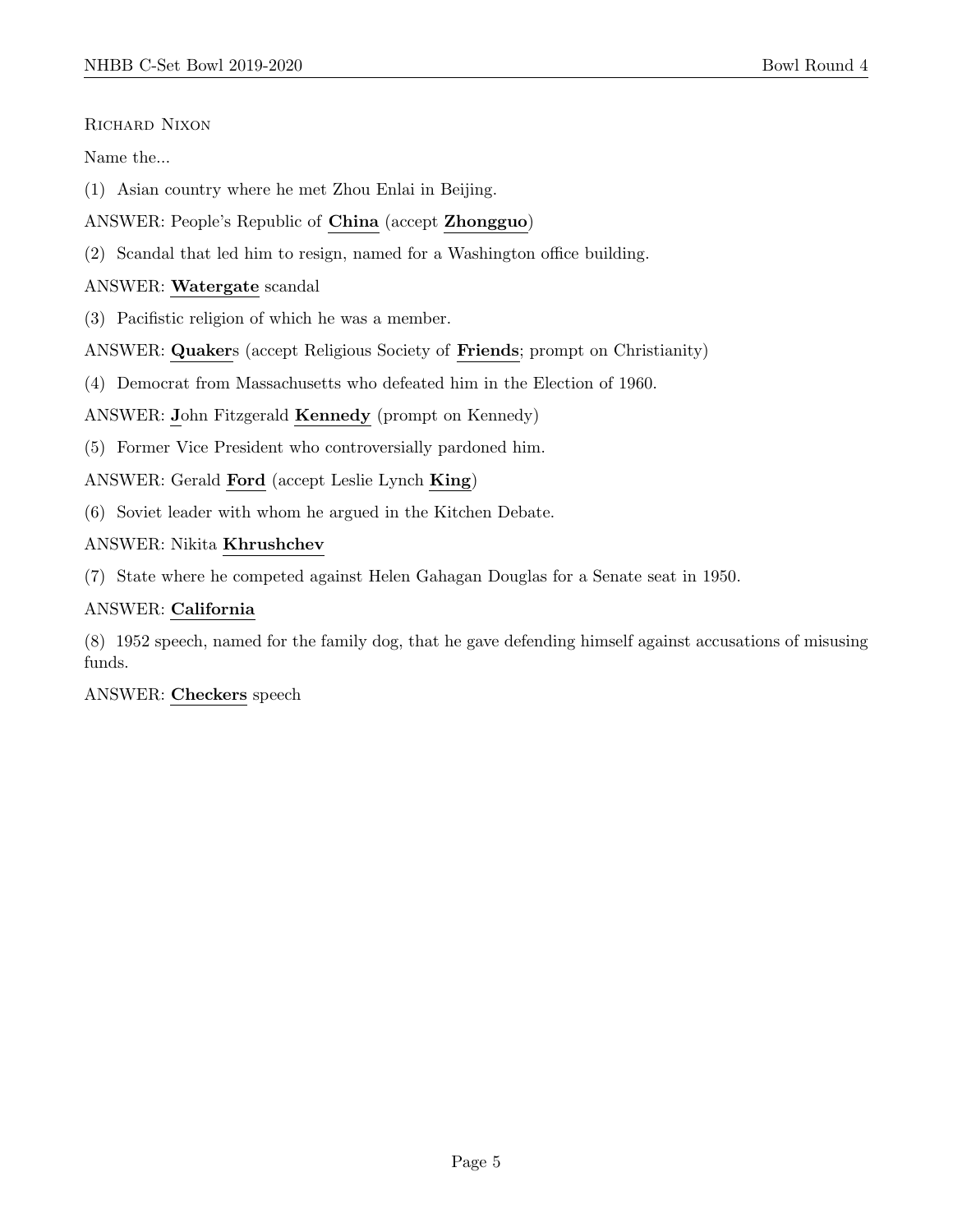Richard Nixon

Name the...

(1) Asian country where he met Zhou Enlai in Beijing.

ANSWER: People's Republic of **China** (accept **Zhongguo**)

(2) Scandal that led him to resign, named for a Washington office building.

ANSWER: **Watergate** scandal

(3) Pacifistic religion of which he was a member.

ANSWER: **Quaker**s (accept Religious Society of **Friends**; prompt on Christianity)

(4) Democrat from Massachusetts who defeated him in the Election of 1960.

ANSWER: **J**ohn Fitzgerald **Kennedy** (prompt on Kennedy)

(5) Former Vice President who controversially pardoned him.

ANSWER: Gerald **Ford** (accept Leslie Lynch **King**)

(6) Soviet leader with whom he argued in the Kitchen Debate.

ANSWER: Nikita **Khrushchev**

(7) State where he competed against Helen Gahagan Douglas for a Senate seat in 1950.

ANSWER: **California**

(8) 1952 speech, named for the family dog, that he gave defending himself against accusations of misusing funds.

ANSWER: **Checkers** speech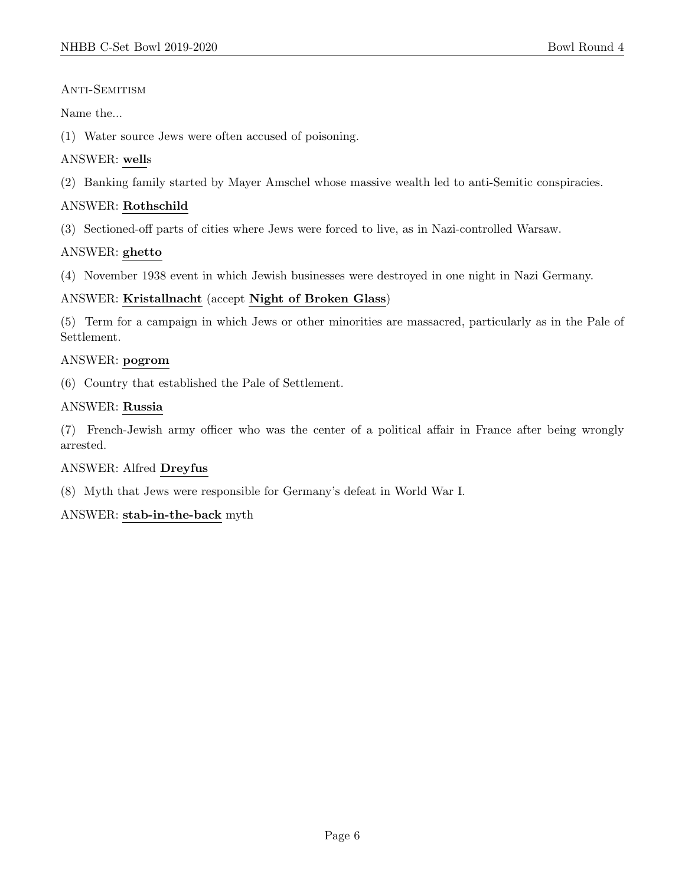Anti-Semitism

Name the...

(1) Water source Jews were often accused of poisoning.

ANSWER: **well**s

(2) Banking family started by Mayer Amschel whose massive wealth led to anti-Semitic conspiracies.

ANSWER: **Rothschild**

(3) Sectioned-off parts of cities where Jews were forced to live, as in Nazi-controlled Warsaw.

ANSWER: **ghetto**

(4) November 1938 event in which Jewish businesses were destroyed in one night in Nazi Germany.

ANSWER: **Kristallnacht** (accept **Night of Broken Glass**)

(5) Term for a campaign in which Jews or other minorities are massacred, particularly as in the Pale of Settlement.

ANSWER: **pogrom**

(6) Country that established the Pale of Settlement.

ANSWER: **Russia**

(7) French-Jewish army officer who was the center of a political affair in France after being wrongly arrested.

ANSWER: Alfred **Dreyfus**

(8) Myth that Jews were responsible for Germany's defeat in World War I.

ANSWER: **stab-in-the-back** myth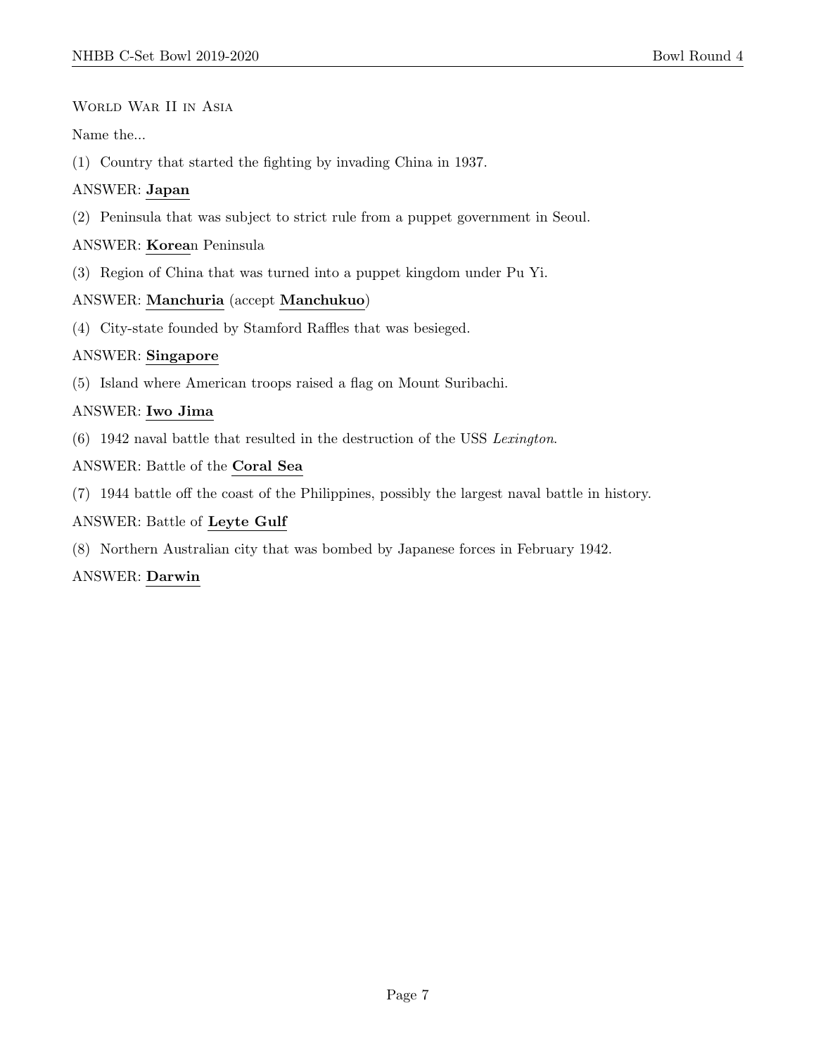World War II in Asia

Name the...

(1) Country that started the fighting by invading China in 1937.

ANSWER: **Japan**

(2) Peninsula that was subject to strict rule from a puppet government in Seoul.

ANSWER: **Korea**n Peninsula

(3) Region of China that was turned into a puppet kingdom under Pu Yi.

ANSWER: **Manchuria** (accept **Manchukuo**)

(4) City-state founded by Stamford Raffles that was besieged.

ANSWER: **Singapore**

(5) Island where American troops raised a flag on Mount Suribachi.

ANSWER: **Iwo Jima**

(6) 1942 naval battle that resulted in the destruction of the USS *Lexington*.

ANSWER: Battle of the **Coral Sea**

(7) 1944 battle off the coast of the Philippines, possibly the largest naval battle in history.

ANSWER: Battle of **Leyte Gulf**

(8) Northern Australian city that was bombed by Japanese forces in February 1942.

ANSWER: **Darwin**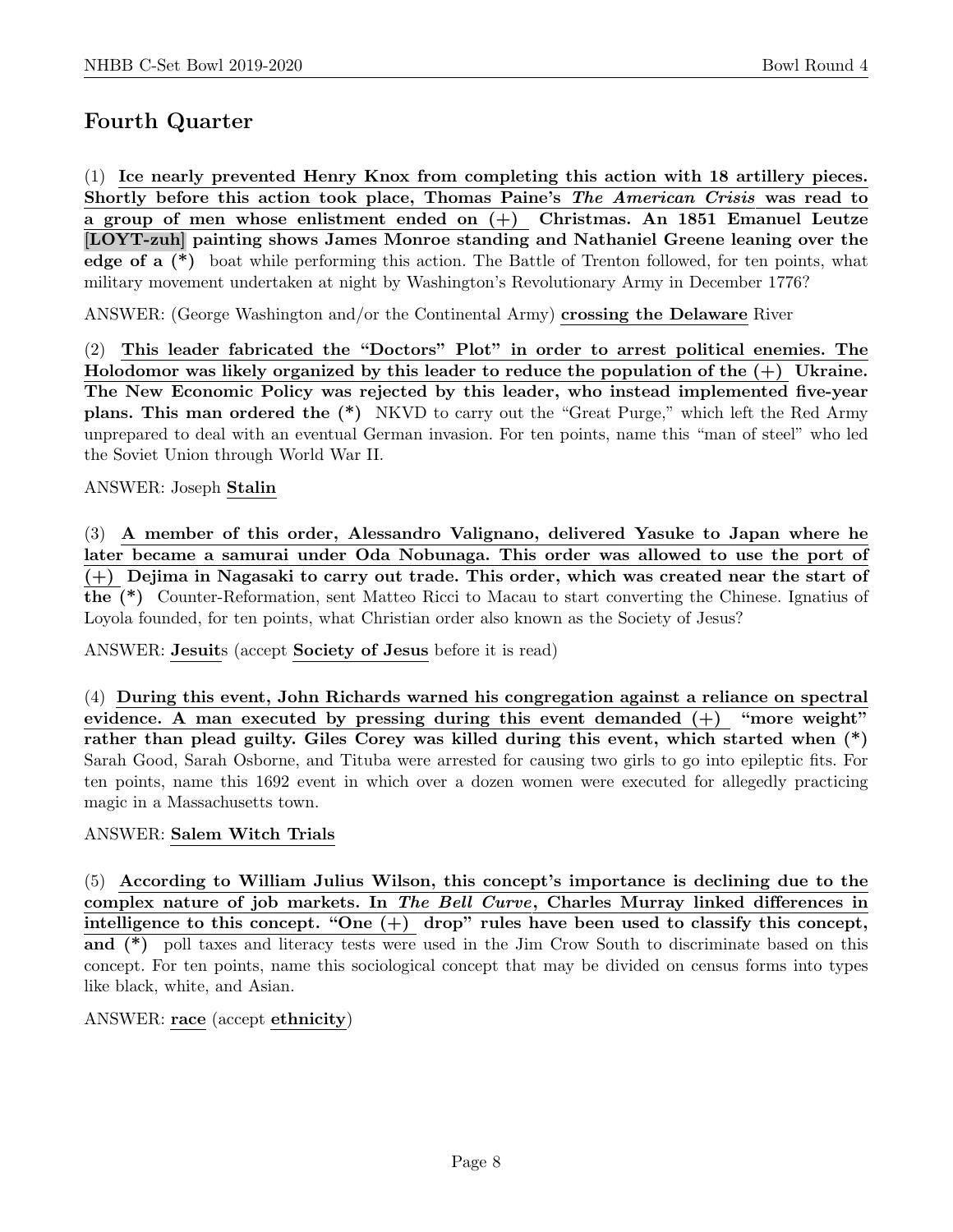## Fourth Quarter

(1) **Ice nearly prevented Henry Knox from completing this action with 18 artillery pieces. Shortly before this action took place, Thomas Paine's *The American Crisis* was read to a group of men whose enlistment ended on (+) Christmas. An 1851 Emanuel Leutze [LOYT-zuh] painting shows James Monroe standing and Nathaniel Greene leaning over the edge of a (*)** boat while performing this action. The Battle of Trenton followed, for ten points, what military movement undertaken at night by Washington's Revolutionary Army in December 1776?

ANSWER: (George Washington and/or the Continental Army) **crossing the Delaware** River

(2) **This leader fabricated the "Doctors" Plot" in order to arrest political enemies. The Holodomor was likely organized by this leader to reduce the population of the (+) Ukraine. The New Economic Policy was rejected by this leader, who instead implemented five-year plans. This man ordered the (*)** NKVD to carry out the "Great Purge," which left the Red Army unprepared to deal with an eventual German invasion. For ten points, name this "man of steel" who led the Soviet Union through World War II.

ANSWER: Joseph **Stalin**

(3) **A member of this order, Alessandro Valignano, delivered Yasuke to Japan where he later became a samurai under Oda Nobunaga. This order was allowed to use the port of (+) Dejima in Nagasaki to carry out trade. This order, which was created near the start of the (*)** Counter-Reformation, sent Matteo Ricci to Macau to start converting the Chinese. Ignatius of Loyola founded, for ten points, what Christian order also known as the Society of Jesus?

ANSWER: **Jesuit**s (accept **Society of Jesus** before it is read)

(4) **During this event, John Richards warned his congregation against a reliance on spectral evidence. A man executed by pressing during this event demanded (+) "more weight" rather than plead guilty. Giles Corey was killed during this event, which started when (*)** Sarah Good, Sarah Osborne, and Tituba were arrested for causing two girls to go into epileptic fits. For ten points, name this 1692 event in which over a dozen women were executed for allegedly practicing magic in a Massachusetts town.

ANSWER: **Salem Witch Trials**

(5) **According to William Julius Wilson, this concept's importance is declining due to the complex nature of job markets. In *The Bell Curve*, Charles Murray linked differences in intelligence to this concept. "One (+) drop" rules have been used to classify this concept, and (*)** poll taxes and literacy tests were used in the Jim Crow South to discriminate based on this concept. For ten points, name this sociological concept that may be divided on census forms into types like black, white, and Asian.

ANSWER: **race** (accept **ethnicity**)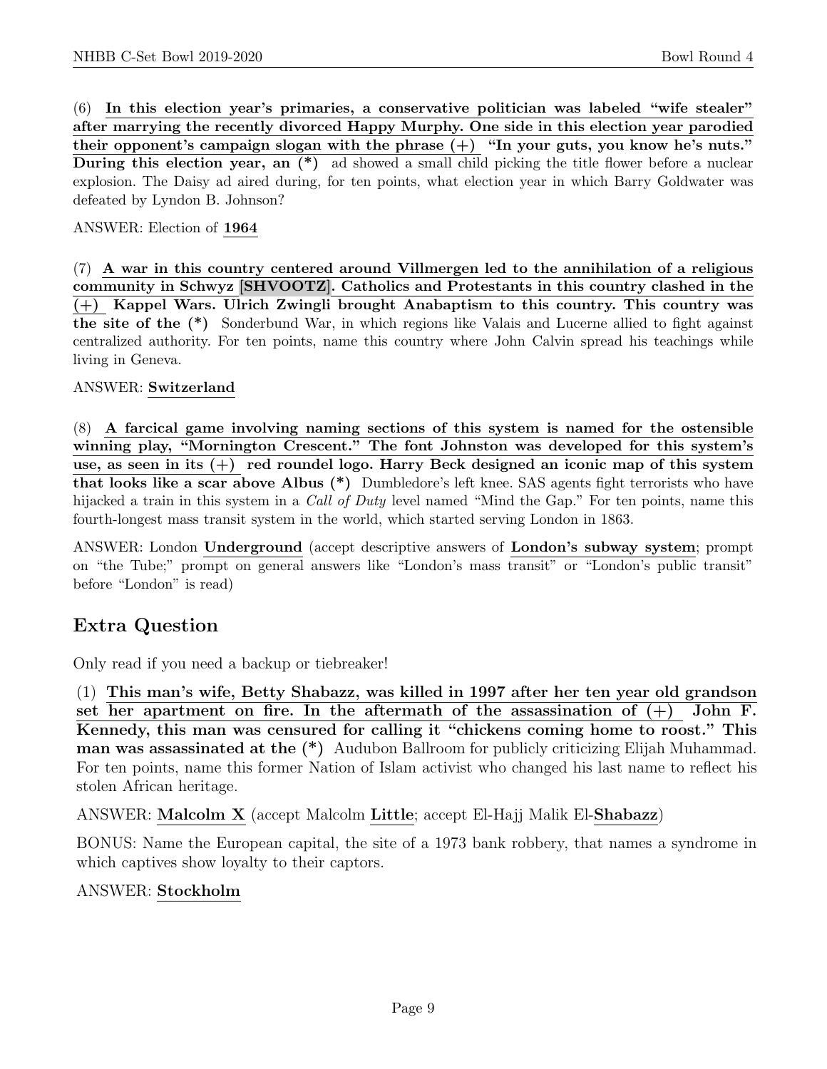(6) **In this election year's primaries, a conservative politician was labeled "wife stealer" after marrying the recently divorced Happy Murphy. One side in this election year parodied their opponent's campaign slogan with the phrase (+) "In your guts, you know he's nuts." During this election year, an (*)** ad showed a small child picking the title flower before a nuclear explosion. The Daisy ad aired during, for ten points, what election year in which Barry Goldwater was defeated by Lyndon B. Johnson?

ANSWER: Election of **1964**

(7) **A war in this country centered around Villmergen led to the annihilation of a religious community in Schwyz [SHVOOTZ]. Catholics and Protestants in this country clashed in the (+) Kappel Wars. Ulrich Zwingli brought Anabaptism to this country. This country was the site of the (*)** Sonderbund War, in which regions like Valais and Lucerne allied to fight against centralized authority. For ten points, name this country where John Calvin spread his teachings while living in Geneva.

ANSWER: **Switzerland**

(8) **A farcical game involving naming sections of this system is named for the ostensible winning play, "Mornington Crescent." The font Johnston was developed for this system's use, as seen in its (+) red roundel logo. Harry Beck designed an iconic map of this system that looks like a scar above Albus (*)** Dumbledore's left knee. SAS agents fight terrorists who have hijacked a train in this system in a *Call of Duty* level named "Mind the Gap." For ten points, name this fourth-longest mass transit system in the world, which started serving London in 1863.

ANSWER: London **Underground** (accept descriptive answers of **London's subway system**; prompt on "the Tube;" prompt on general answers like "London's mass transit" or "London's public transit" before "London" is read)

## Extra Question

Only read if you need a backup or tiebreaker!

(1) **This man's wife, Betty Shabazz, was killed in 1997 after her ten year old grandson set her apartment on fire. In the aftermath of the assassination of (+) John F. Kennedy, this man was censured for calling it "chickens coming home to roost." This man was assassinated at the (*)** Audubon Ballroom for publicly criticizing Elijah Muhammad. For ten points, name this former Nation of Islam activist who changed his last name to reflect his stolen African heritage.

ANSWER: **Malcolm X** (accept Malcolm **Little**; accept El-Hajj Malik El-**Shabazz**)

BONUS: Name the European capital, the site of a 1973 bank robbery, that names a syndrome in which captives show loyalty to their captors.

ANSWER: **Stockholm**